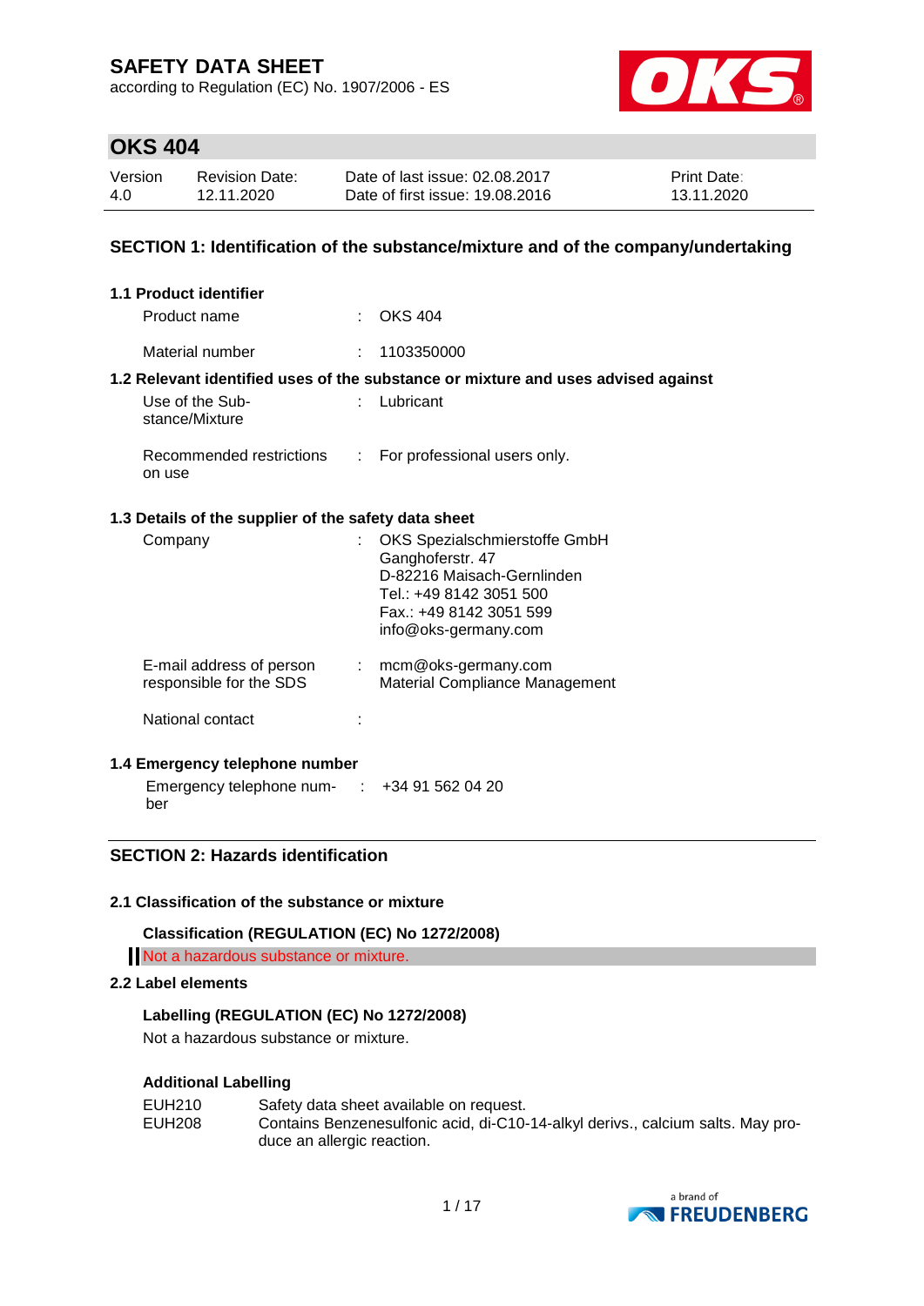# SAFETY DATA SHEET

according to Regulation (EC) No. 1907/2006 - ES

## OKS 404

| Version | Revision Date: | Date of last issue: 02.08.2017 | Print Date: |
|---|---|---|---|
| 4.0 | 12.11.2020 | Date of first issue: 19.08.2016 | 13.11.2020 |

## SECTION 1: Identification of the substance/mixture and of the company/undertaking

### 1.1 Product identifier

| | | |
|---|---|---|
| Product name | : | OKS 404 |
| Material number | : | 1103350000 |

### 1.2 Relevant identified uses of the substance or mixture and uses advised against

| | | |
|---|---|---|
| Use of the Substance/Mixture | : | Lubricant |
| Recommended restrictions on use | : | For professional users only. |

### 1.3 Details of the supplier of the safety data sheet

| | | |
|---|---|---|
| Company | : | OKS Spezialschmierstoffe GmbH<br>Ganghoferstr. 47<br>D-82216 Maisach-Gernlinden<br>Tel.: +49 8142 3051 500<br>Fax.: +49 8142 3051 599<br>info@oks-germany.com |
| E-mail address of person responsible for the SDS | : | mcm@oks-germany.com<br>Material Compliance Management |
| National contact | : | |

### 1.4 Emergency telephone number

| | | |
|---|---|---|
| Emergency telephone number | : | +34 91 562 04 20 |

## SECTION 2: Hazards identification

### 2.1 Classification of the substance or mixture

**Classification (REGULATION (EC) No 1272/2008)**

Not a hazardous substance or mixture.

### 2.2 Label elements

**Labelling (REGULATION (EC) No 1272/2008)**

Not a hazardous substance or mixture.

**Additional Labelling**

| | |
|---|---|
| EUH210 | Safety data sheet available on request. |
| EUH208 | Contains Benzenesulfonic acid, di-C10-14-alkyl derivs., calcium salts. May produce an allergic reaction. |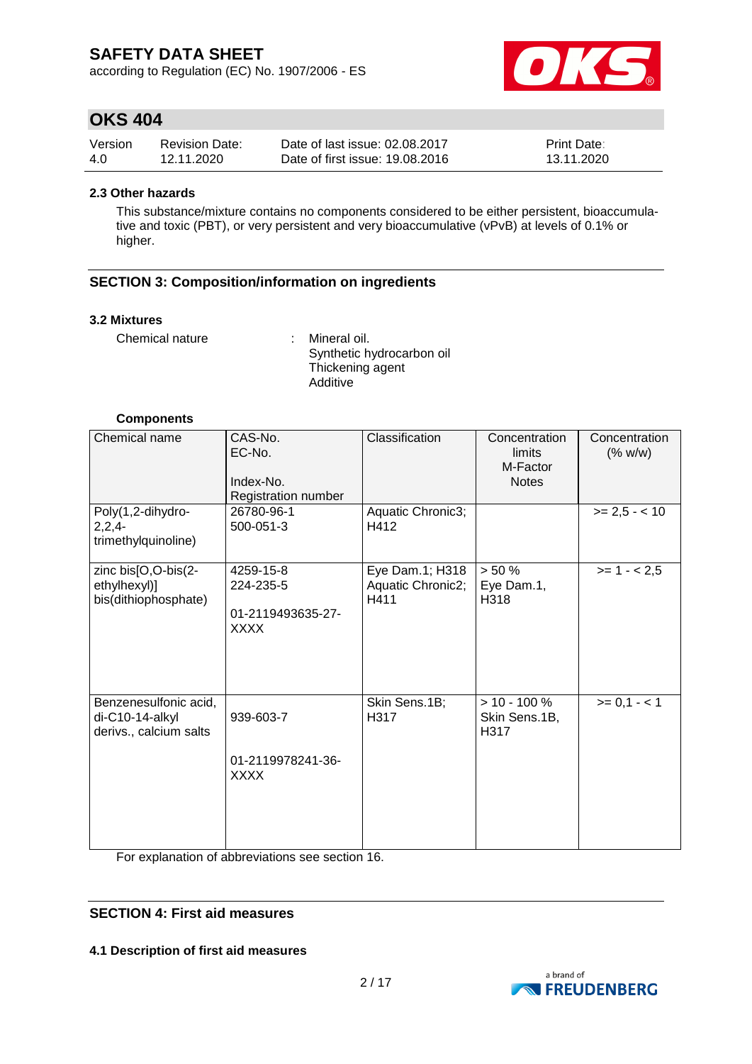### 2.3 Other hazards

This substance/mixture contains no components considered to be either persistent, bioaccumulative and toxic (PBT), or very persistent and very bioaccumulative (vPvB) at levels of 0.1% or higher.

## SECTION 3: Composition/information on ingredients

### 3.2 Mixtures

Chemical nature : Mineral oil.
Synthetic hydrocarbon oil
Thickening agent
Additive

**Components**

| Chemical name | CAS-No.<br>EC-No.<br><br>Index-No.<br>Registration number | Classification | Concentration limits<br>M-Factor<br>Notes | Concentration (% w/w) |
|---|---|---|---|---|
| Poly(1,2-dihydro-2,2,4-trimethylquinoline) | 26780-96-1<br>500-051-3 | Aquatic Chronic3; H412 | | >= 2,5 - < 10 |
| zinc bis[O,O-bis(2-ethylhexyl)] bis(dithiophosphate) | 4259-15-8<br>224-235-5<br><br>01-2119493635-27-XXXX | Eye Dam.1; H318<br>Aquatic Chronic2; H411 | > 50 %<br>Eye Dam.1, H318 | >= 1 - < 2,5 |
| Benzenesulfonic acid, di-C10-14-alkyl derivs., calcium salts | 939-603-7<br><br>01-2119978241-36-XXXX | Skin Sens.1B; H317 | > 10 - 100 %<br>Skin Sens.1B, H317 | >= 0,1 - < 1 |

For explanation of abbreviations see section 16.

## SECTION 4: First aid measures

### 4.1 Description of first aid measures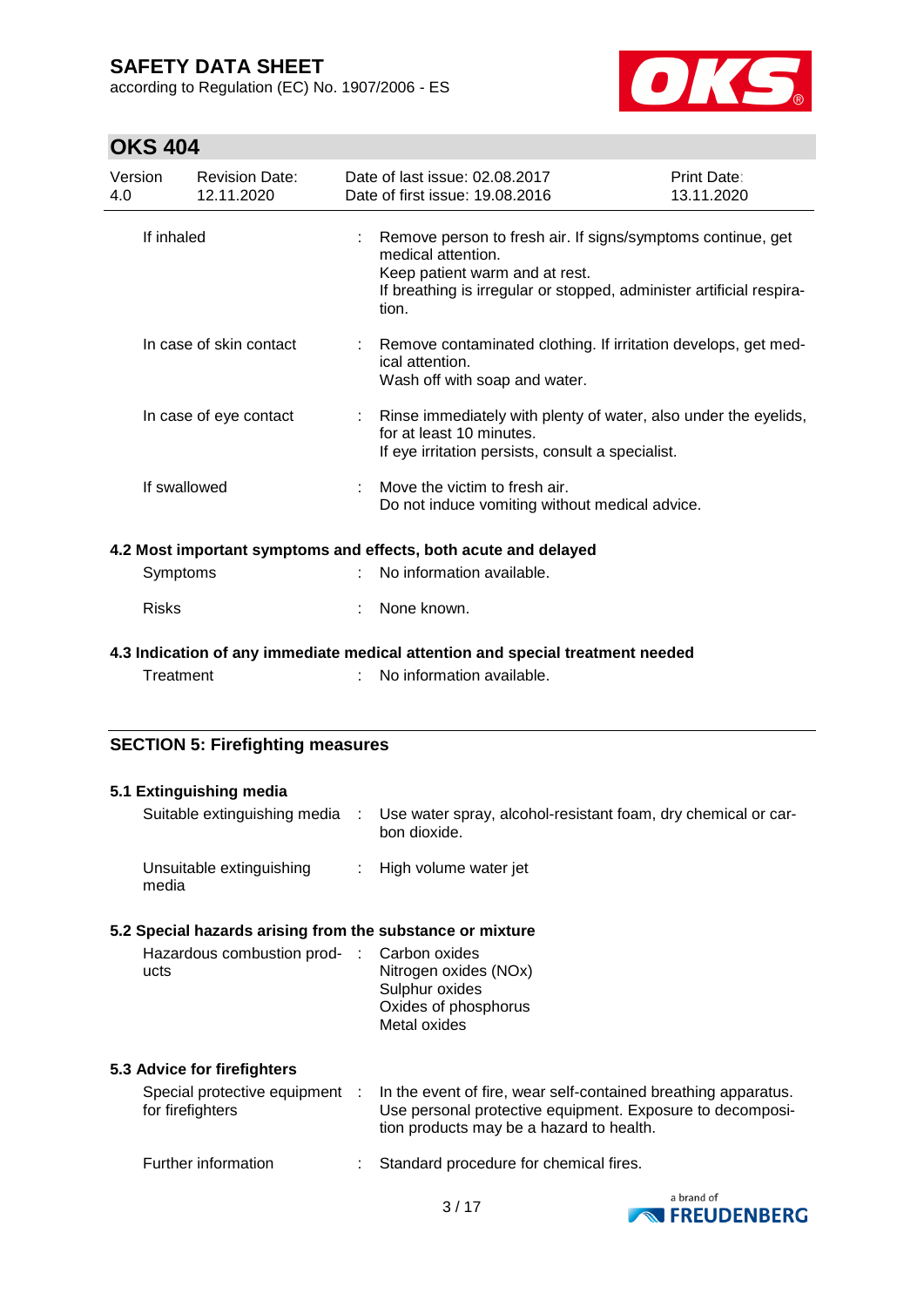| | | |
|---|---|---|
| If inhaled | : | Remove person to fresh air. If signs/symptoms continue, get medical attention.<br>Keep patient warm and at rest.<br>If breathing is irregular or stopped, administer artificial respiration. |
| In case of skin contact | : | Remove contaminated clothing. If irritation develops, get medical attention.<br>Wash off with soap and water. |
| In case of eye contact | : | Rinse immediately with plenty of water, also under the eyelids, for at least 10 minutes.<br>If eye irritation persists, consult a specialist. |
| If swallowed | : | Move the victim to fresh air.<br>Do not induce vomiting without medical advice. |

### 4.2 Most important symptoms and effects, both acute and delayed

| | | |
|---|---|---|
| Symptoms | : | No information available. |
| Risks | : | None known. |

### 4.3 Indication of any immediate medical attention and special treatment needed

| | | |
|---|---|---|
| Treatment | : | No information available. |

## SECTION 5: Firefighting measures

### 5.1 Extinguishing media

| | | |
|---|---|---|
| Suitable extinguishing media | : | Use water spray, alcohol-resistant foam, dry chemical or carbon dioxide. |
| Unsuitable extinguishing media | : | High volume water jet |

### 5.2 Special hazards arising from the substance or mixture

| | | |
|---|---|---|
| Hazardous combustion products | : | Carbon oxides<br>Nitrogen oxides (NOx)<br>Sulphur oxides<br>Oxides of phosphorus<br>Metal oxides |

### 5.3 Advice for firefighters

| | | |
|---|---|---|
| Special protective equipment for firefighters | : | In the event of fire, wear self-contained breathing apparatus.<br>Use personal protective equipment. Exposure to decomposition products may be a hazard to health. |
| Further information | : | Standard procedure for chemical fires. |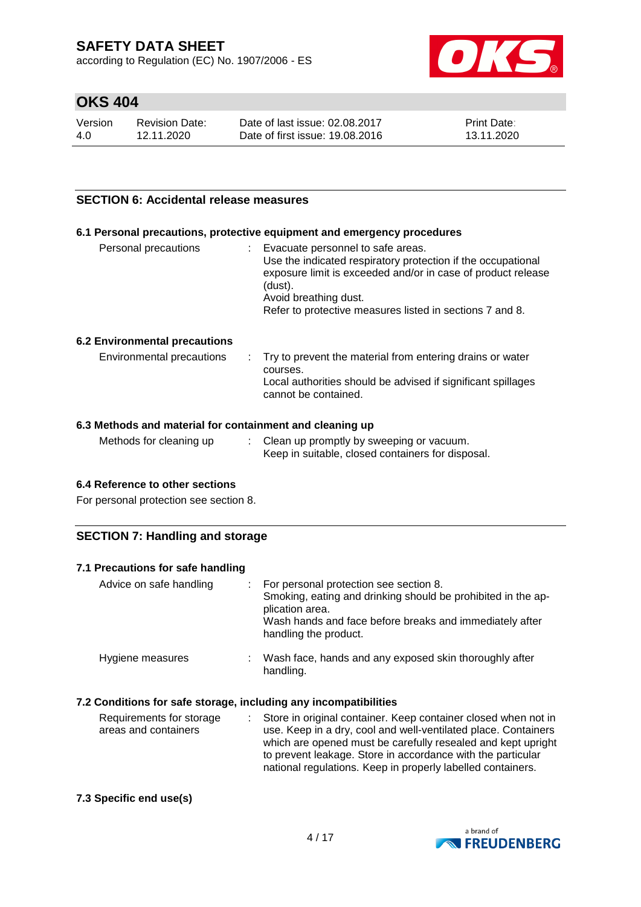## SECTION 6: Accidental release measures

### 6.1 Personal precautions, protective equipment and emergency procedures

| | | |
|---|---|---|
| Personal precautions | : | Evacuate personnel to safe areas.<br>Use the indicated respiratory protection if the occupational exposure limit is exceeded and/or in case of product release (dust).<br>Avoid breathing dust.<br>Refer to protective measures listed in sections 7 and 8. |

### 6.2 Environmental precautions

| | | |
|---|---|---|
| Environmental precautions | : | Try to prevent the material from entering drains or water courses.<br>Local authorities should be advised if significant spillages cannot be contained. |

### 6.3 Methods and material for containment and cleaning up

| | | |
|---|---|---|
| Methods for cleaning up | : | Clean up promptly by sweeping or vacuum.<br>Keep in suitable, closed containers for disposal. |

### 6.4 Reference to other sections

For personal protection see section 8.

## SECTION 7: Handling and storage

### 7.1 Precautions for safe handling

| | | |
|---|---|---|
| Advice on safe handling | : | For personal protection see section 8.<br>Smoking, eating and drinking should be prohibited in the application area.<br>Wash hands and face before breaks and immediately after handling the product. |
| Hygiene measures | : | Wash face, hands and any exposed skin thoroughly after handling. |

### 7.2 Conditions for safe storage, including any incompatibilities

| | | |
|---|---|---|
| Requirements for storage areas and containers | : | Store in original container. Keep container closed when not in use. Keep in a dry, cool and well-ventilated place. Containers which are opened must be carefully resealed and kept upright to prevent leakage. Store in accordance with the particular national regulations. Keep in properly labelled containers. |

### 7.3 Specific end use(s)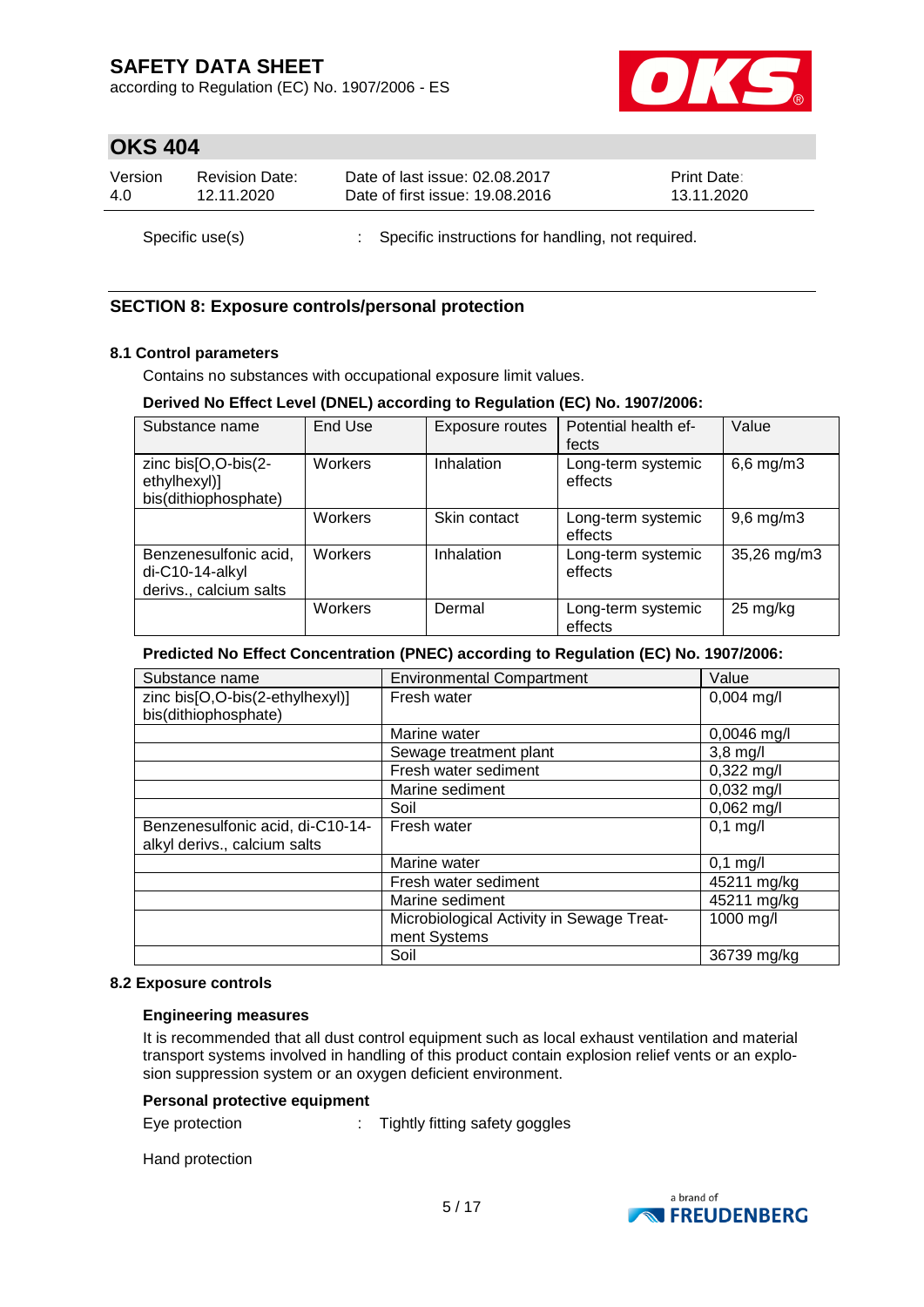Specific use(s) : Specific instructions for handling, not required.

## SECTION 8: Exposure controls/personal protection

### 8.1 Control parameters

Contains no substances with occupational exposure limit values.

**Derived No Effect Level (DNEL) according to Regulation (EC) No. 1907/2006:**

| Substance name | End Use | Exposure routes | Potential health effects | Value |
|---|---|---|---|---|
| zinc bis[O,O-bis(2-ethylhexyl)] bis(dithiophosphate) | Workers | Inhalation | Long-term systemic effects | 6,6 mg/m3 |
| | Workers | Skin contact | Long-term systemic effects | 9,6 mg/m3 |
| Benzenesulfonic acid, di-C10-14-alkyl derivs., calcium salts | Workers | Inhalation | Long-term systemic effects | 35,26 mg/m3 |
| | Workers | Dermal | Long-term systemic effects | 25 mg/kg |

**Predicted No Effect Concentration (PNEC) according to Regulation (EC) No. 1907/2006:**

| Substance name | Environmental Compartment | Value |
|---|---|---|
| zinc bis[O,O-bis(2-ethylhexyl)] bis(dithiophosphate) | Fresh water | 0,004 mg/l |
| | Marine water | 0,0046 mg/l |
| | Sewage treatment plant | 3,8 mg/l |
| | Fresh water sediment | 0,322 mg/l |
| | Marine sediment | 0,032 mg/l |
| | Soil | 0,062 mg/l |
| Benzenesulfonic acid, di-C10-14-alkyl derivs., calcium salts | Fresh water | 0,1 mg/l |
| | Marine water | 0,1 mg/l |
| | Fresh water sediment | 45211 mg/kg |
| | Marine sediment | 45211 mg/kg |
| | Microbiological Activity in Sewage Treatment Systems | 1000 mg/l |
| | Soil | 36739 mg/kg |

### 8.2 Exposure controls

**Engineering measures**

It is recommended that all dust control equipment such as local exhaust ventilation and material transport systems involved in handling of this product contain explosion relief vents or an explosion suppression system or an oxygen deficient environment.

**Personal protective equipment**

Eye protection : Tightly fitting safety goggles

Hand protection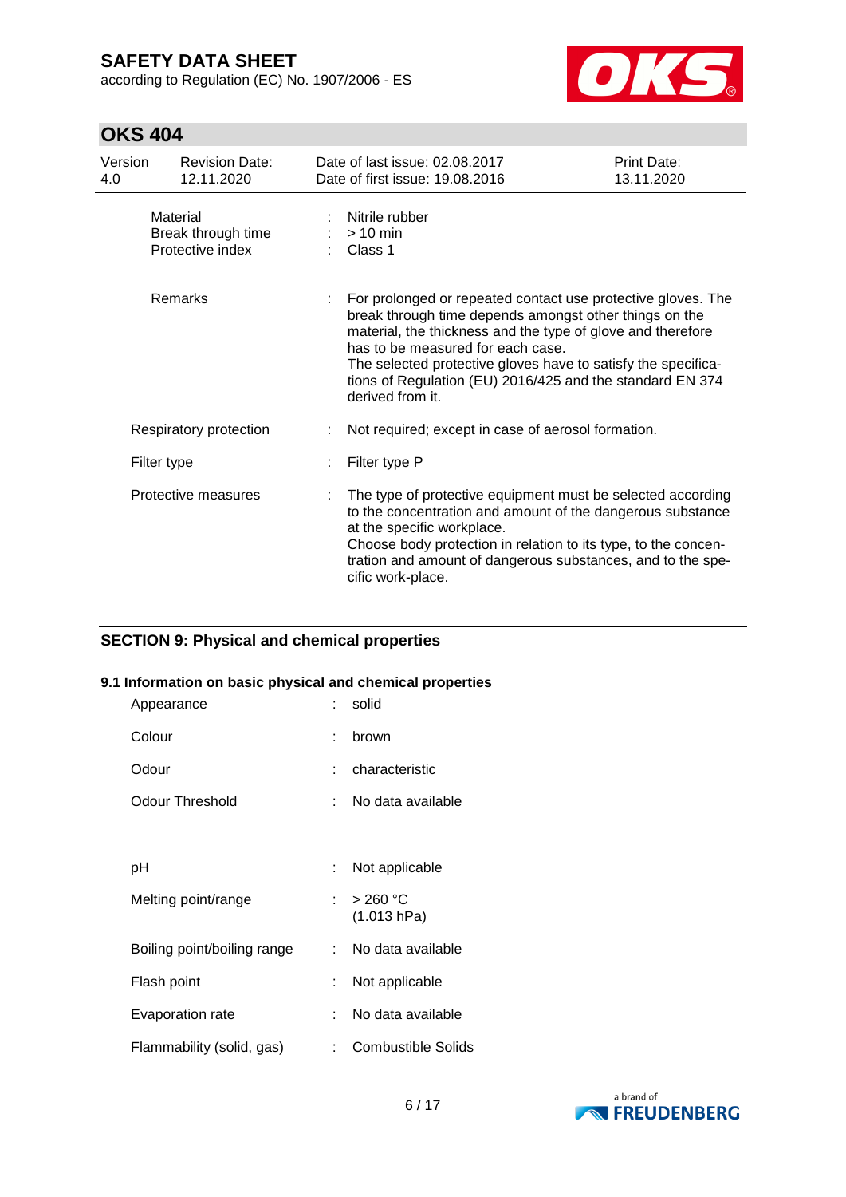| | | |
|---|---|---|
| Material | : | Nitrile rubber |
| Break through time | : | > 10 min |
| Protective index | : | Class 1 |
| Remarks | : | For prolonged or repeated contact use protective gloves. The break through time depends amongst other things on the material, the thickness and the type of glove and therefore has to be measured for each case. The selected protective gloves have to satisfy the specifications of Regulation (EU) 2016/425 and the standard EN 374 derived from it. |
| Respiratory protection | : | Not required; except in case of aerosol formation. |
| Filter type | : | Filter type P |
| Protective measures | : | The type of protective equipment must be selected according to the concentration and amount of the dangerous substance at the specific workplace. Choose body protection in relation to its type, to the concentration and amount of dangerous substances, and to the specific work-place. |

## SECTION 9: Physical and chemical properties

### 9.1 Information on basic physical and chemical properties

| | | |
|---|---|---|
| Appearance | : | solid |
| Colour | : | brown |
| Odour | : | characteristic |
| Odour Threshold | : | No data available |
| pH | : | Not applicable |
| Melting point/range | : | > 260 °C (1.013 hPa) |
| Boiling point/boiling range | : | No data available |
| Flash point | : | Not applicable |
| Evaporation rate | : | No data available |
| Flammability (solid, gas) | : | Combustible Solids |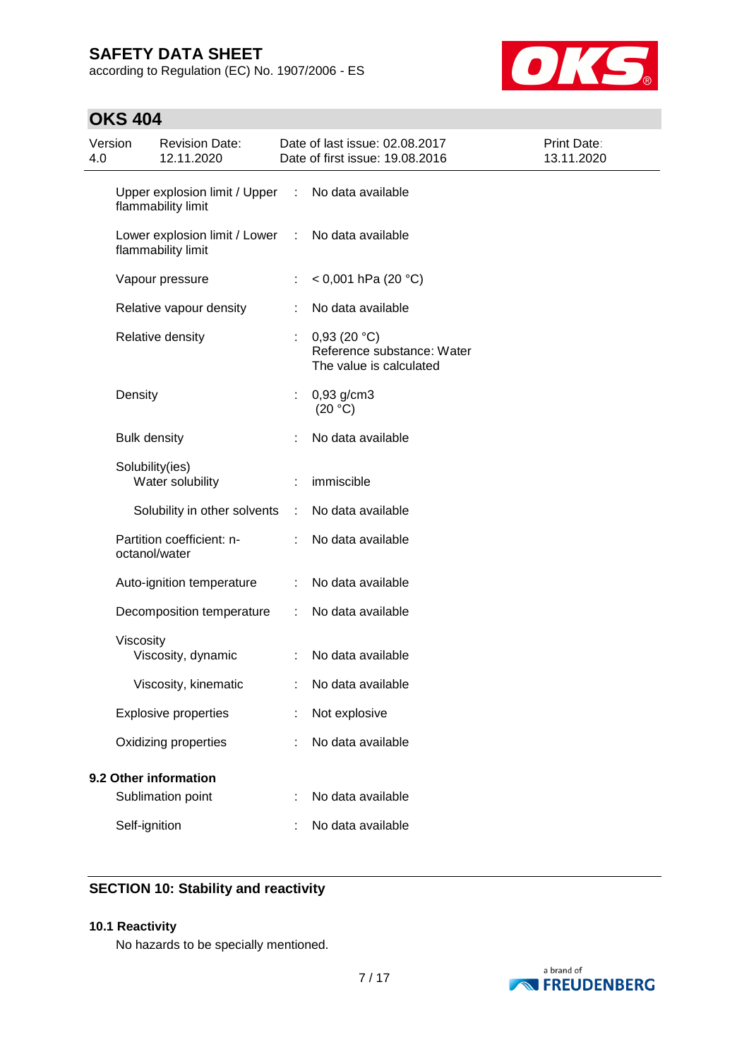| | | |
|---|---|---|
| Upper explosion limit / Upper flammability limit | : | No data available |
| Lower explosion limit / Lower flammability limit | : | No data available |
| Vapour pressure | : | < 0,001 hPa (20 °C) |
| Relative vapour density | : | No data available |
| Relative density | : | 0,93 (20 °C)<br>Reference substance: Water<br>The value is calculated |
| Density | : | 0,93 g/cm3<br>(20 °C) |
| Bulk density | : | No data available |
| Solubility(ies)<br>Water solubility | : | immiscible |
| Solubility in other solvents | : | No data available |
| Partition coefficient: n-octanol/water | : | No data available |
| Auto-ignition temperature | : | No data available |
| Decomposition temperature | : | No data available |
| Viscosity<br>Viscosity, dynamic | : | No data available |
| Viscosity, kinematic | : | No data available |
| Explosive properties | : | Not explosive |
| Oxidizing properties | : | No data available |

**9.2 Other information**

| | | |
|---|---|---|
| Sublimation point | : | No data available |
| Self-ignition | : | No data available |

## SECTION 10: Stability and reactivity

**10.1 Reactivity**

No hazards to be specially mentioned.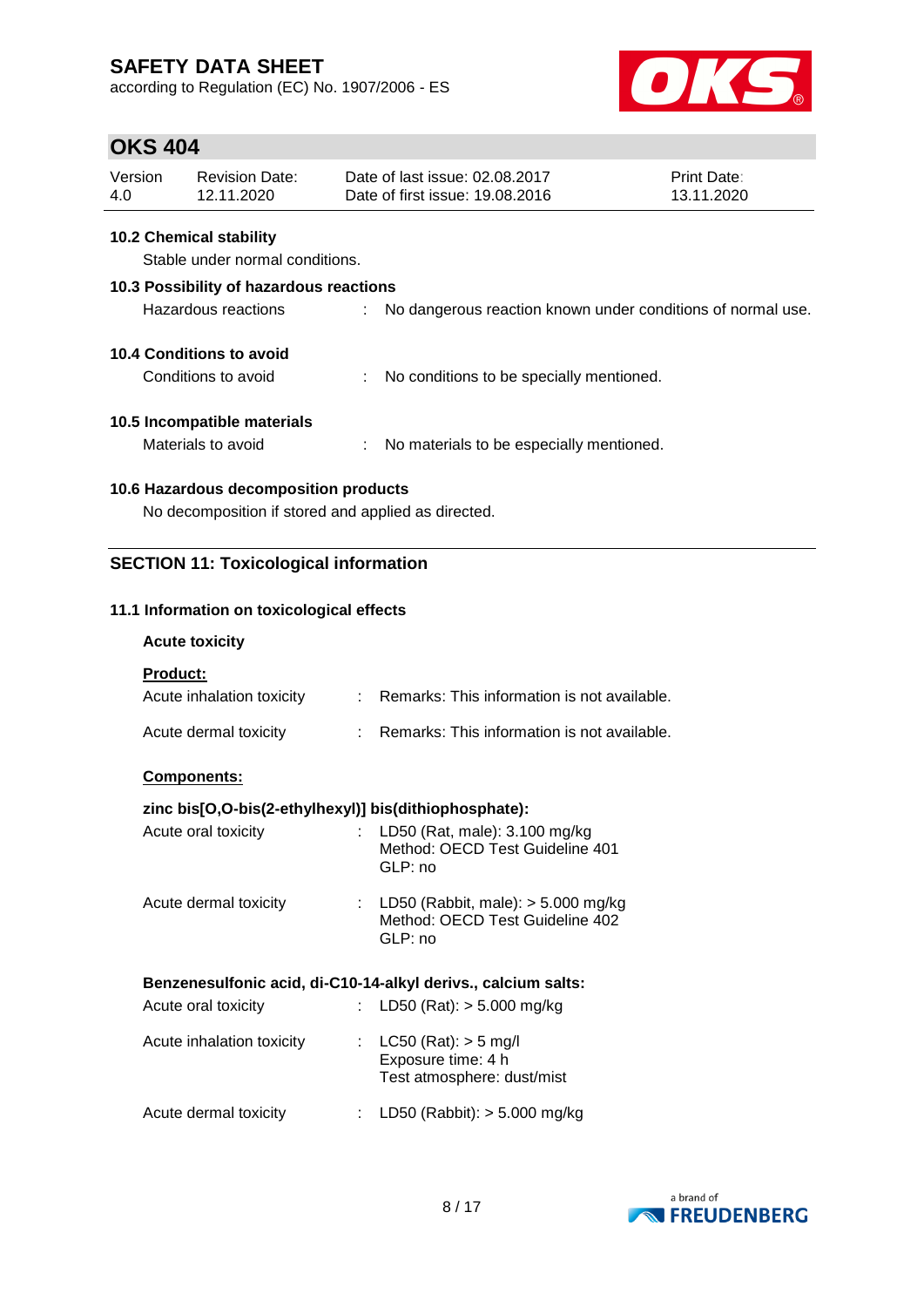#### 10.2 Chemical stability

Stable under normal conditions.

#### 10.3 Possibility of hazardous reactions

Hazardous reactions : No dangerous reaction known under conditions of normal use.

#### 10.4 Conditions to avoid

Conditions to avoid : No conditions to be specially mentioned.

#### 10.5 Incompatible materials

Materials to avoid : No materials to be especially mentioned.

#### 10.6 Hazardous decomposition products

No decomposition if stored and applied as directed.

## SECTION 11: Toxicological information

### 11.1 Information on toxicological effects

**Acute toxicity**

**Product:**

Acute inhalation toxicity : Remarks: This information is not available.

Acute dermal toxicity : Remarks: This information is not available.

**Components:**

**zinc bis[O,O-bis(2-ethylhexyl)] bis(dithiophosphate):**

Acute oral toxicity : LD50 (Rat, male): 3.100 mg/kg
Method: OECD Test Guideline 401
GLP: no

Acute dermal toxicity : LD50 (Rabbit, male): > 5.000 mg/kg
Method: OECD Test Guideline 402
GLP: no

**Benzenesulfonic acid, di-C10-14-alkyl derivs., calcium salts:**

Acute oral toxicity : LD50 (Rat): > 5.000 mg/kg

Acute inhalation toxicity : LC50 (Rat): > 5 mg/l
Exposure time: 4 h
Test atmosphere: dust/mist

Acute dermal toxicity : LD50 (Rabbit): > 5.000 mg/kg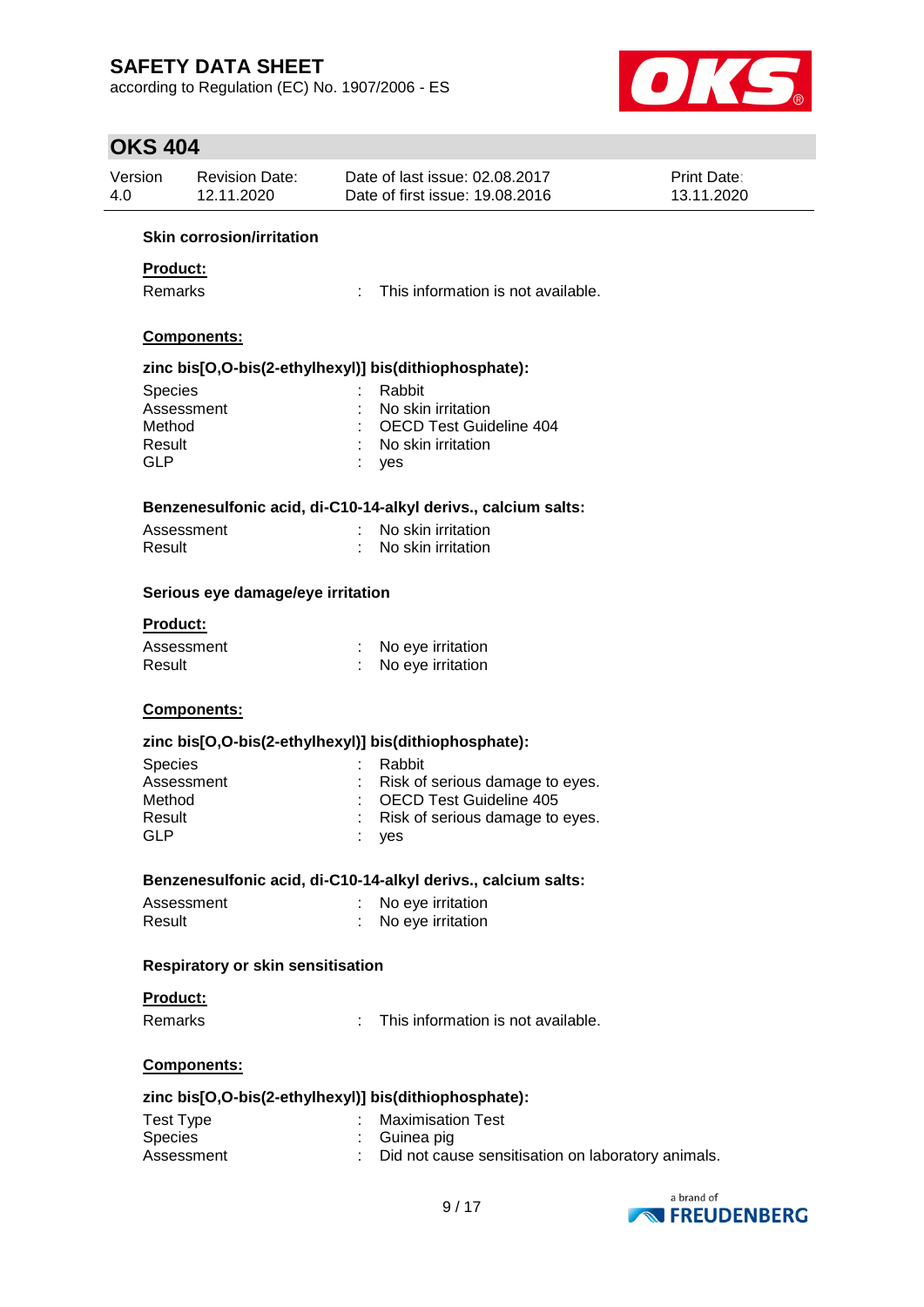**Skin corrosion/irritation**

**Product:**

Remarks : This information is not available.

**Components:**

**zinc bis[O,O-bis(2-ethylhexyl)] bis(dithiophosphate):**

Species : Rabbit
Assessment : No skin irritation
Method : OECD Test Guideline 404
Result : No skin irritation
GLP : yes

**Benzenesulfonic acid, di-C10-14-alkyl derivs., calcium salts:**

Assessment : No skin irritation
Result : No skin irritation

**Serious eye damage/eye irritation**

**Product:**

Assessment : No eye irritation
Result : No eye irritation

**Components:**

**zinc bis[O,O-bis(2-ethylhexyl)] bis(dithiophosphate):**

Species : Rabbit
Assessment : Risk of serious damage to eyes.
Method : OECD Test Guideline 405
Result : Risk of serious damage to eyes.
GLP : yes

**Benzenesulfonic acid, di-C10-14-alkyl derivs., calcium salts:**

Assessment : No eye irritation
Result : No eye irritation

**Respiratory or skin sensitisation**

**Product:**

Remarks : This information is not available.

**Components:**

**zinc bis[O,O-bis(2-ethylhexyl)] bis(dithiophosphate):**

Test Type : Maximisation Test
Species : Guinea pig
Assessment : Did not cause sensitisation on laboratory animals.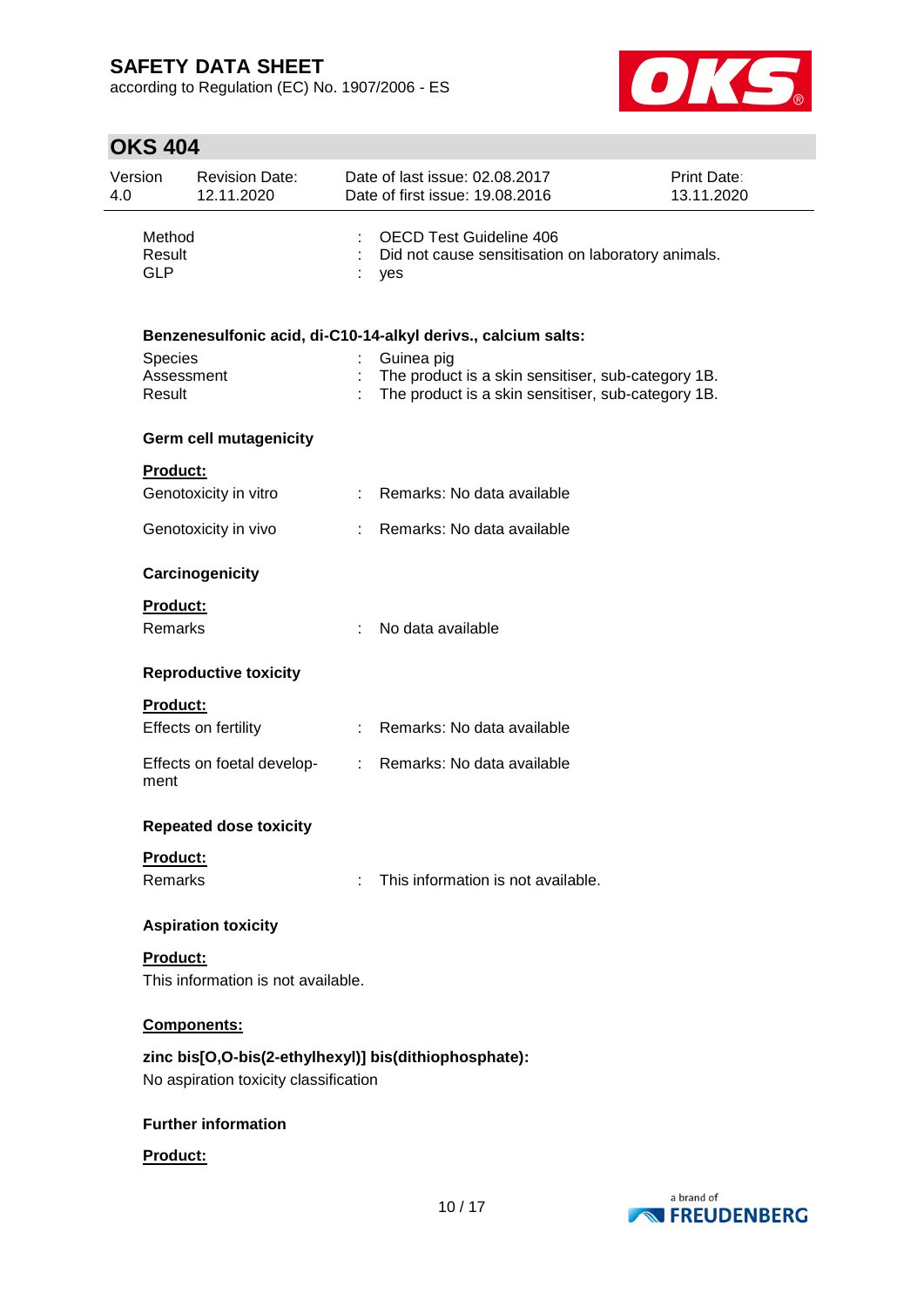| | | |
|---|---|---|
| Method | : | OECD Test Guideline 406 |
| Result | : | Did not cause sensitisation on laboratory animals. |
| GLP | : | yes |

**Benzenesulfonic acid, di-C10-14-alkyl derivs., calcium salts:**

| | | |
|---|---|---|
| Species | : | Guinea pig |
| Assessment | : | The product is a skin sensitiser, sub-category 1B. |
| Result | : | The product is a skin sensitiser, sub-category 1B. |

**Germ cell mutagenicity**

**Product:**

| | | |
|---|---|---|
| Genotoxicity in vitro | : | Remarks: No data available |
| Genotoxicity in vivo | : | Remarks: No data available |

**Carcinogenicity**

**Product:**

| | | |
|---|---|---|
| Remarks | : | No data available |

**Reproductive toxicity**

**Product:**

| | | |
|---|---|---|
| Effects on fertility | : | Remarks: No data available |
| Effects on foetal development | : | Remarks: No data available |

**Repeated dose toxicity**

**Product:**

| | | |
|---|---|---|
| Remarks | : | This information is not available. |

**Aspiration toxicity**

**Product:**

This information is not available.

**Components:**

**zinc bis[O,O-bis(2-ethylhexyl)] bis(dithiophosphate):**

No aspiration toxicity classification

**Further information**

**Product:**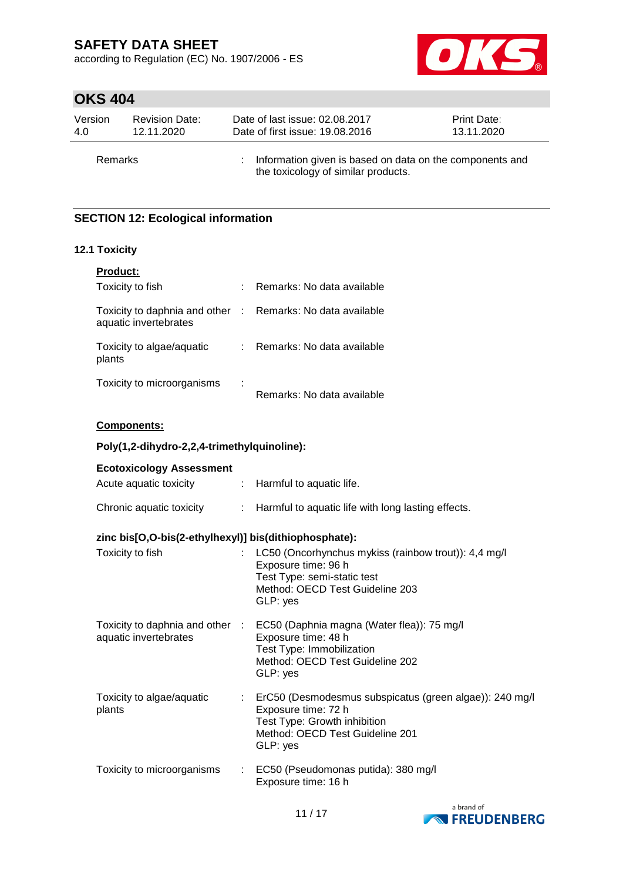Remarks : Information given is based on data on the components and the toxicology of similar products.

## SECTION 12: Ecological information

### 12.1 Toxicity

**Product:**

Toxicity to fish : Remarks: No data available

Toxicity to daphnia and other aquatic invertebrates : Remarks: No data available

Toxicity to algae/aquatic plants : Remarks: No data available

Toxicity to microorganisms : Remarks: No data available

**Components:**

**Poly(1,2-dihydro-2,2,4-trimethylquinoline):**

**Ecotoxicology Assessment**

Acute aquatic toxicity : Harmful to aquatic life.

Chronic aquatic toxicity : Harmful to aquatic life with long lasting effects.

**zinc bis[O,O-bis(2-ethylhexyl)] bis(dithiophosphate):**

Toxicity to fish : LC50 (Oncorhynchus mykiss (rainbow trout)): 4,4 mg/l
Exposure time: 96 h
Test Type: semi-static test
Method: OECD Test Guideline 203
GLP: yes

Toxicity to daphnia and other aquatic invertebrates : EC50 (Daphnia magna (Water flea)): 75 mg/l
Exposure time: 48 h
Test Type: Immobilization
Method: OECD Test Guideline 202
GLP: yes

Toxicity to algae/aquatic plants : ErC50 (Desmodesmus subspicatus (green algae)): 240 mg/l
Exposure time: 72 h
Test Type: Growth inhibition
Method: OECD Test Guideline 201
GLP: yes

Toxicity to microorganisms : EC50 (Pseudomonas putida): 380 mg/l
Exposure time: 16 h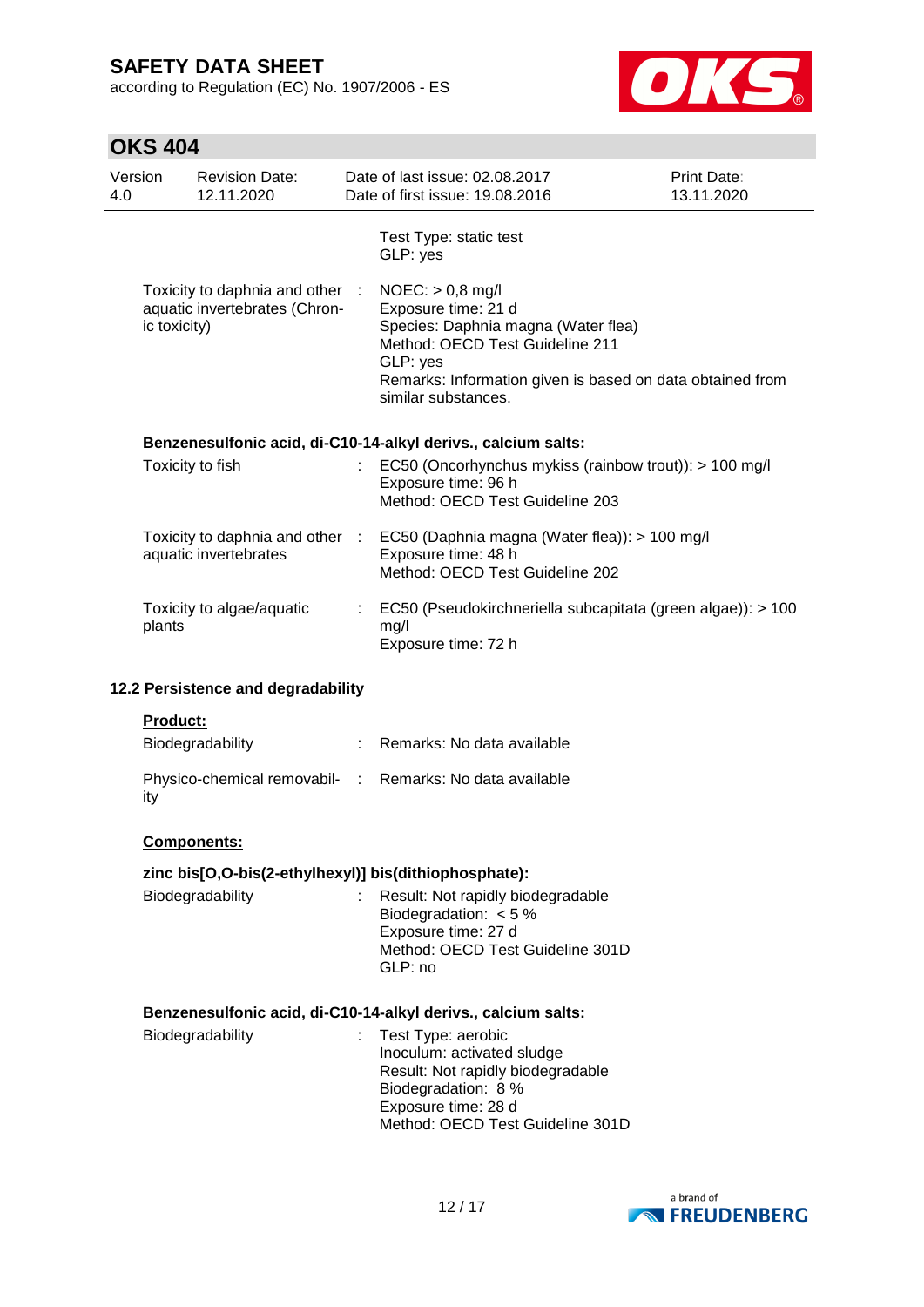Test Type: static test
GLP: yes

| | | |
|---|---|---|
| Toxicity to daphnia and other aquatic invertebrates (Chronic toxicity) | : | NOEC: > 0,8 mg/l<br>Exposure time: 21 d<br>Species: Daphnia magna (Water flea)<br>Method: OECD Test Guideline 211<br>GLP: yes<br>Remarks: Information given is based on data obtained from similar substances. |

**Benzenesulfonic acid, di-C10-14-alkyl derivs., calcium salts:**

| | | |
|---|---|---|
| Toxicity to fish | : | EC50 (Oncorhynchus mykiss (rainbow trout)): > 100 mg/l<br>Exposure time: 96 h<br>Method: OECD Test Guideline 203 |
| Toxicity to daphnia and other aquatic invertebrates | : | EC50 (Daphnia magna (Water flea)): > 100 mg/l<br>Exposure time: 48 h<br>Method: OECD Test Guideline 202 |
| Toxicity to algae/aquatic plants | : | EC50 (Pseudokirchneriella subcapitata (green algae)): > 100 mg/l<br>Exposure time: 72 h |

### 12.2 Persistence and degradability

**Product:**

| | | |
|---|---|---|
| Biodegradability | : | Remarks: No data available |
| Physico-chemical removability | : | Remarks: No data available |

**Components:**

**zinc bis[O,O-bis(2-ethylhexyl)] bis(dithiophosphate):**

| | | |
|---|---|---|
| Biodegradability | : | Result: Not rapidly biodegradable<br>Biodegradation: < 5 %<br>Exposure time: 27 d<br>Method: OECD Test Guideline 301D<br>GLP: no |

**Benzenesulfonic acid, di-C10-14-alkyl derivs., calcium salts:**

| | | |
|---|---|---|
| Biodegradability | : | Test Type: aerobic<br>Inoculum: activated sludge<br>Result: Not rapidly biodegradable<br>Biodegradation: 8 %<br>Exposure time: 28 d<br>Method: OECD Test Guideline 301D |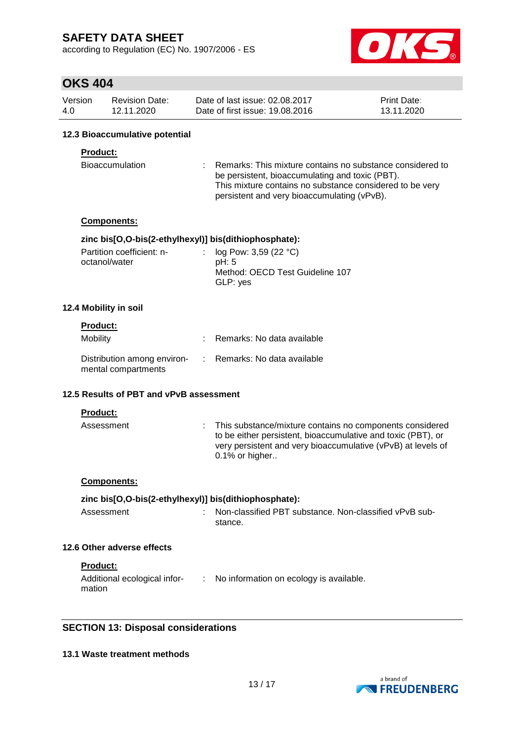### 12.3 Bioaccumulative potential

**Product:**

Bioaccumulation : Remarks: This mixture contains no substance considered to be persistent, bioaccumulating and toxic (PBT). This mixture contains no substance considered to be very persistent and very bioaccumulating (vPvB).

**Components:**

**zinc bis[O,O-bis(2-ethylhexyl)] bis(dithiophosphate):**

Partition coefficient: n-octanol/water : log Pow: 3,59 (22 °C)
pH: 5
Method: OECD Test Guideline 107
GLP: yes

### 12.4 Mobility in soil

**Product:**

Mobility : Remarks: No data available

Distribution among environmental compartments : Remarks: No data available

### 12.5 Results of PBT and vPvB assessment

**Product:**

Assessment : This substance/mixture contains no components considered to be either persistent, bioaccumulative and toxic (PBT), or very persistent and very bioaccumulative (vPvB) at levels of 0.1% or higher..

**Components:**

**zinc bis[O,O-bis(2-ethylhexyl)] bis(dithiophosphate):**

Assessment : Non-classified PBT substance. Non-classified vPvB substance.

### 12.6 Other adverse effects

**Product:**

Additional ecological information : No information on ecology is available.

## SECTION 13: Disposal considerations

### 13.1 Waste treatment methods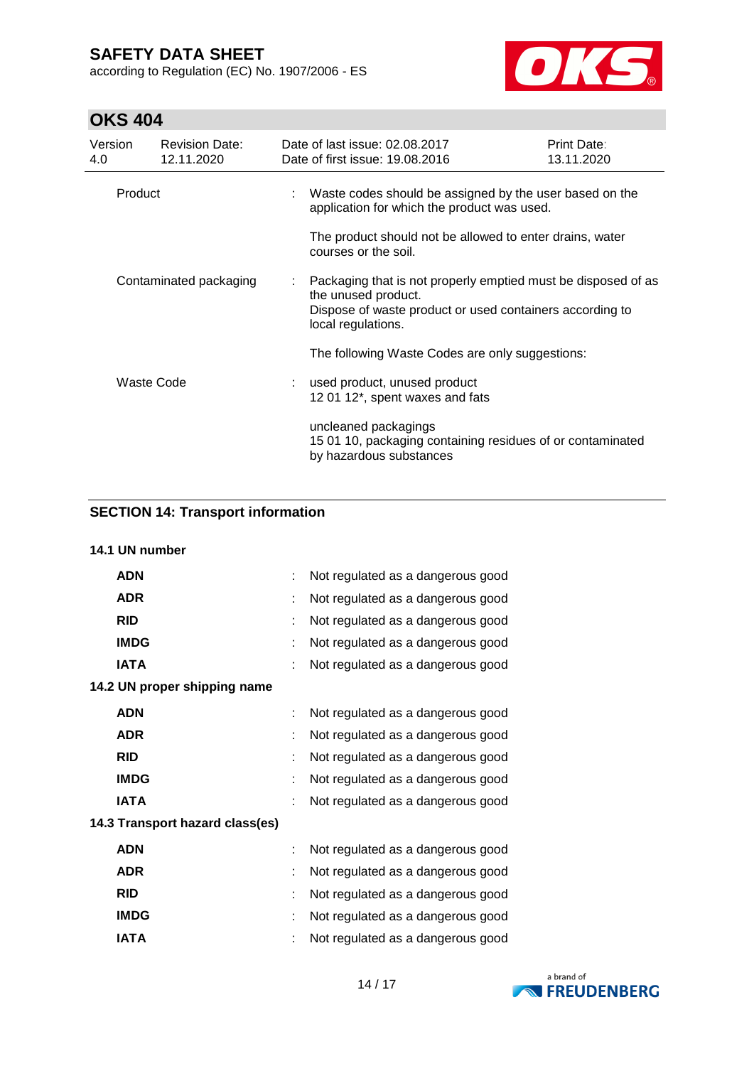| | | |
|---|---|---|
| Product | : | Waste codes should be assigned by the user based on the application for which the product was used.<br><br>The product should not be allowed to enter drains, water courses or the soil. |
| Contaminated packaging | : | Packaging that is not properly emptied must be disposed of as the unused product.<br>Dispose of waste product or used containers according to local regulations.<br><br>The following Waste Codes are only suggestions: |
| Waste Code | : | used product, unused product<br>12 01 12*, spent waxes and fats<br><br>uncleaned packagings<br>15 01 10, packaging containing residues of or contaminated by hazardous substances |

## SECTION 14: Transport information

### 14.1 UN number

| | | |
|---|---|---|
| **ADN** | : | Not regulated as a dangerous good |
| **ADR** | : | Not regulated as a dangerous good |
| **RID** | : | Not regulated as a dangerous good |
| **IMDG** | : | Not regulated as a dangerous good |
| **IATA** | : | Not regulated as a dangerous good |

### 14.2 UN proper shipping name

| | | |
|---|---|---|
| **ADN** | : | Not regulated as a dangerous good |
| **ADR** | : | Not regulated as a dangerous good |
| **RID** | : | Not regulated as a dangerous good |
| **IMDG** | : | Not regulated as a dangerous good |
| **IATA** | : | Not regulated as a dangerous good |

### 14.3 Transport hazard class(es)

| | | |
|---|---|---|
| **ADN** | : | Not regulated as a dangerous good |
| **ADR** | : | Not regulated as a dangerous good |
| **RID** | : | Not regulated as a dangerous good |
| **IMDG** | : | Not regulated as a dangerous good |
| **IATA** | : | Not regulated as a dangerous good |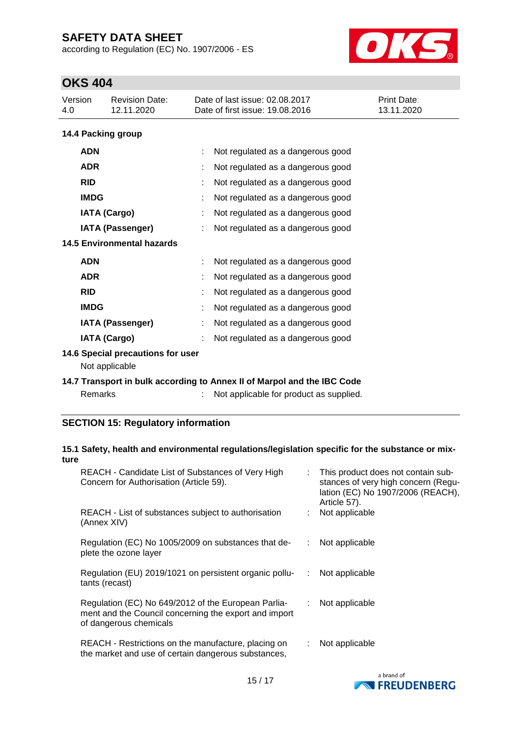#### 14.4 Packing group

| | | |
|---|---|---|
| **ADN** | : | Not regulated as a dangerous good |
| **ADR** | : | Not regulated as a dangerous good |
| **RID** | : | Not regulated as a dangerous good |
| **IMDG** | : | Not regulated as a dangerous good |
| **IATA (Cargo)** | : | Not regulated as a dangerous good |
| **IATA (Passenger)** | : | Not regulated as a dangerous good |

#### 14.5 Environmental hazards

| | | |
|---|---|---|
| **ADN** | : | Not regulated as a dangerous good |
| **ADR** | : | Not regulated as a dangerous good |
| **RID** | : | Not regulated as a dangerous good |
| **IMDG** | : | Not regulated as a dangerous good |
| **IATA (Passenger)** | : | Not regulated as a dangerous good |
| **IATA (Cargo)** | : | Not regulated as a dangerous good |

#### 14.6 Special precautions for user

Not applicable

#### 14.7 Transport in bulk according to Annex II of Marpol and the IBC Code

Remarks : Not applicable for product as supplied.

## SECTION 15: Regulatory information

#### 15.1 Safety, health and environmental regulations/legislation specific for the substance or mixture

| | | |
|---|---|---|
| REACH - Candidate List of Substances of Very High Concern for Authorisation (Article 59). | : | This product does not contain substances of very high concern (Regulation (EC) No 1907/2006 (REACH), Article 57). |
| REACH - List of substances subject to authorisation (Annex XIV) | : | Not applicable |
| Regulation (EC) No 1005/2009 on substances that deplete the ozone layer | : | Not applicable |
| Regulation (EU) 2019/1021 on persistent organic pollutants (recast) | : | Not applicable |
| Regulation (EC) No 649/2012 of the European Parliament and the Council concerning the export and import of dangerous chemicals | : | Not applicable |
| REACH - Restrictions on the manufacture, placing on the market and use of certain dangerous substances, | : | Not applicable |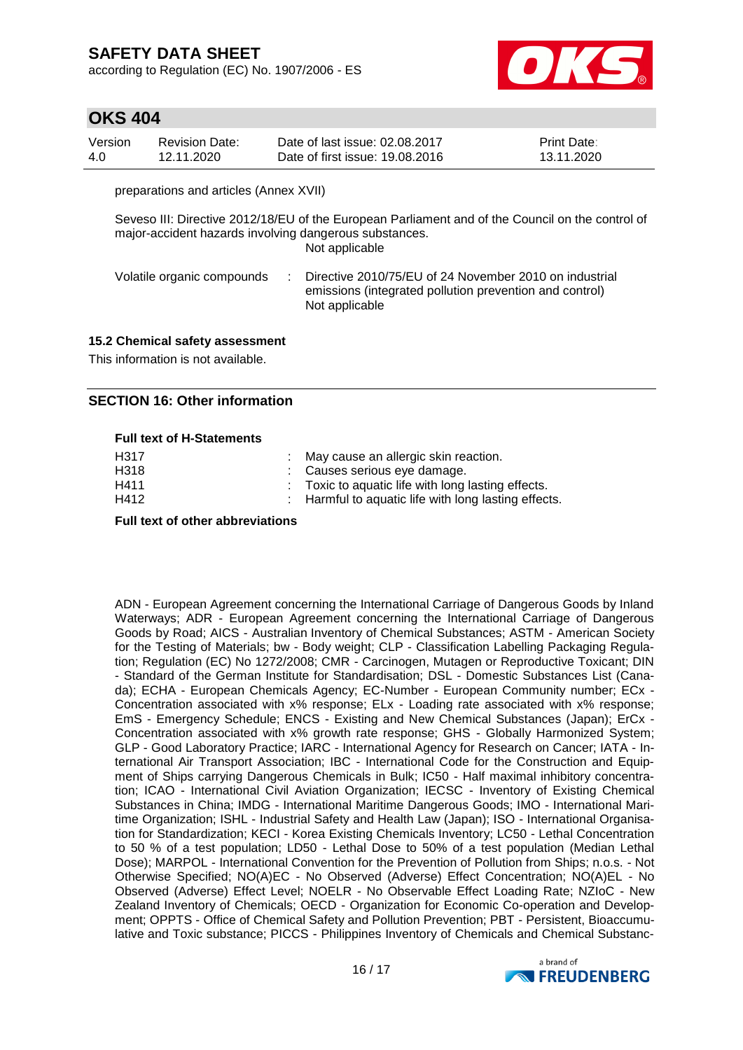preparations and articles (Annex XVII)

Seveso III: Directive 2012/18/EU of the European Parliament and of the Council on the control of major-accident hazards involving dangerous substances.
Not applicable

Volatile organic compounds : Directive 2010/75/EU of 24 November 2010 on industrial emissions (integrated pollution prevention and control)
Not applicable

### 15.2 Chemical safety assessment

This information is not available.

## SECTION 16: Other information

**Full text of H-Statements**

| | |
|---|---|
| H317 | : May cause an allergic skin reaction. |
| H318 | : Causes serious eye damage. |
| H411 | : Toxic to aquatic life with long lasting effects. |
| H412 | : Harmful to aquatic life with long lasting effects. |

**Full text of other abbreviations**

ADN - European Agreement concerning the International Carriage of Dangerous Goods by Inland Waterways; ADR - European Agreement concerning the International Carriage of Dangerous Goods by Road; AICS - Australian Inventory of Chemical Substances; ASTM - American Society for the Testing of Materials; bw - Body weight; CLP - Classification Labelling Packaging Regulation; Regulation (EC) No 1272/2008; CMR - Carcinogen, Mutagen or Reproductive Toxicant; DIN - Standard of the German Institute for Standardisation; DSL - Domestic Substances List (Canada); ECHA - European Chemicals Agency; EC-Number - European Community number; ECx - Concentration associated with x% response; ELx - Loading rate associated with x% response; EmS - Emergency Schedule; ENCS - Existing and New Chemical Substances (Japan); ErCx - Concentration associated with x% growth rate response; GHS - Globally Harmonized System; GLP - Good Laboratory Practice; IARC - International Agency for Research on Cancer; IATA - International Air Transport Association; IBC - International Code for the Construction and Equipment of Ships carrying Dangerous Chemicals in Bulk; IC50 - Half maximal inhibitory concentration; ICAO - International Civil Aviation Organization; IECSC - Inventory of Existing Chemical Substances in China; IMDG - International Maritime Dangerous Goods; IMO - International Maritime Organization; ISHL - Industrial Safety and Health Law (Japan); ISO - International Organisation for Standardization; KECI - Korea Existing Chemicals Inventory; LC50 - Lethal Concentration to 50 % of a test population; LD50 - Lethal Dose to 50% of a test population (Median Lethal Dose); MARPOL - International Convention for the Prevention of Pollution from Ships; n.o.s. - Not Otherwise Specified; NO(A)EC - No Observed (Adverse) Effect Concentration; NO(A)EL - No Observed (Adverse) Effect Level; NOELR - No Observable Effect Loading Rate; NZIoC - New Zealand Inventory of Chemicals; OECD - Organization for Economic Co-operation and Development; OPPTS - Office of Chemical Safety and Pollution Prevention; PBT - Persistent, Bioaccumulative and Toxic substance; PICCS - Philippines Inventory of Chemicals and Chemical Substanc-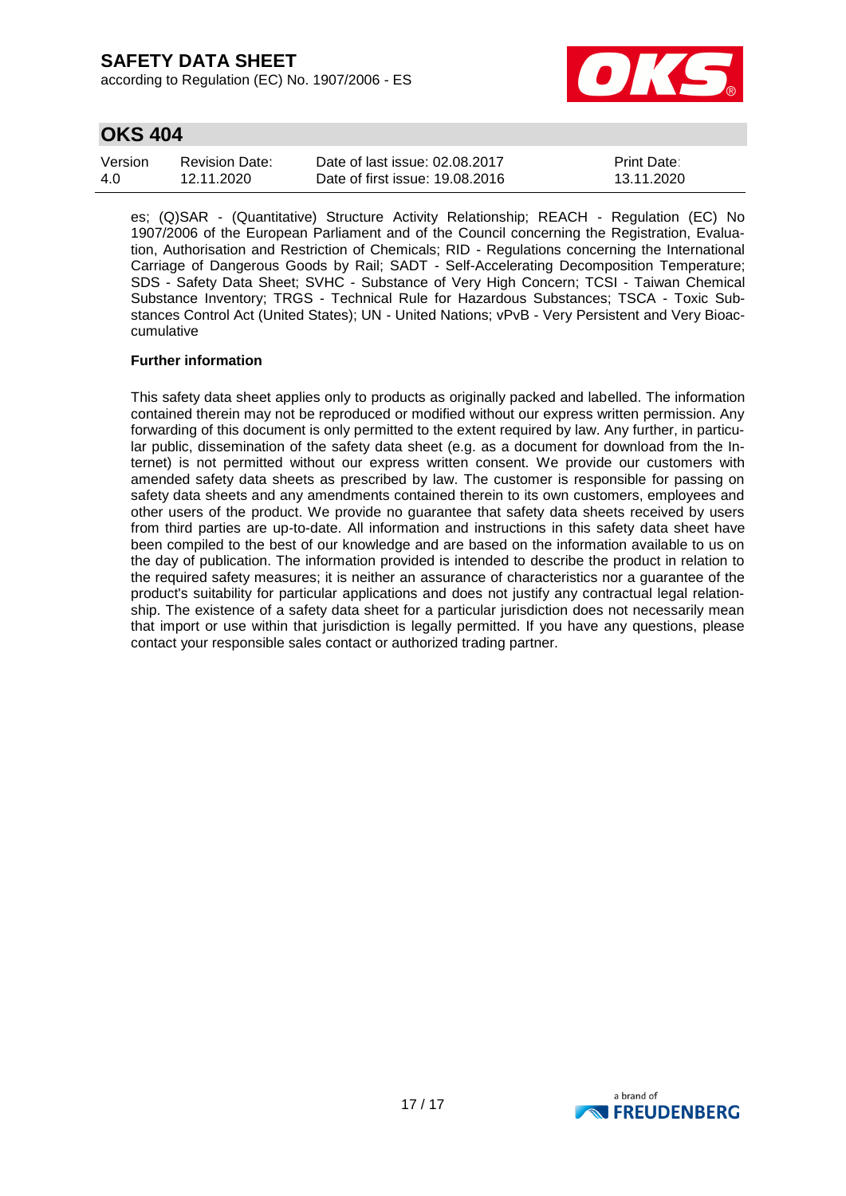es; (Q)SAR - (Quantitative) Structure Activity Relationship; REACH - Regulation (EC) No 1907/2006 of the European Parliament and of the Council concerning the Registration, Evaluation, Authorisation and Restriction of Chemicals; RID - Regulations concerning the International Carriage of Dangerous Goods by Rail; SADT - Self-Accelerating Decomposition Temperature; SDS - Safety Data Sheet; SVHC - Substance of Very High Concern; TCSI - Taiwan Chemical Substance Inventory; TRGS - Technical Rule for Hazardous Substances; TSCA - Toxic Substances Control Act (United States); UN - United Nations; vPvB - Very Persistent and Very Bioaccumulative

**Further information**

This safety data sheet applies only to products as originally packed and labelled. The information contained therein may not be reproduced or modified without our express written permission. Any forwarding of this document is only permitted to the extent required by law. Any further, in particular public, dissemination of the safety data sheet (e.g. as a document for download from the Internet) is not permitted without our express written consent. We provide our customers with amended safety data sheets as prescribed by law. The customer is responsible for passing on safety data sheets and any amendments contained therein to its own customers, employees and other users of the product. We provide no guarantee that safety data sheets received by users from third parties are up-to-date. All information and instructions in this safety data sheet have been compiled to the best of our knowledge and are based on the information available to us on the day of publication. The information provided is intended to describe the product in relation to the required safety measures; it is neither an assurance of characteristics nor a guarantee of the product's suitability for particular applications and does not justify any contractual legal relationship. The existence of a safety data sheet for a particular jurisdiction does not necessarily mean that import or use within that jurisdiction is legally permitted. If you have any questions, please contact your responsible sales contact or authorized trading partner.